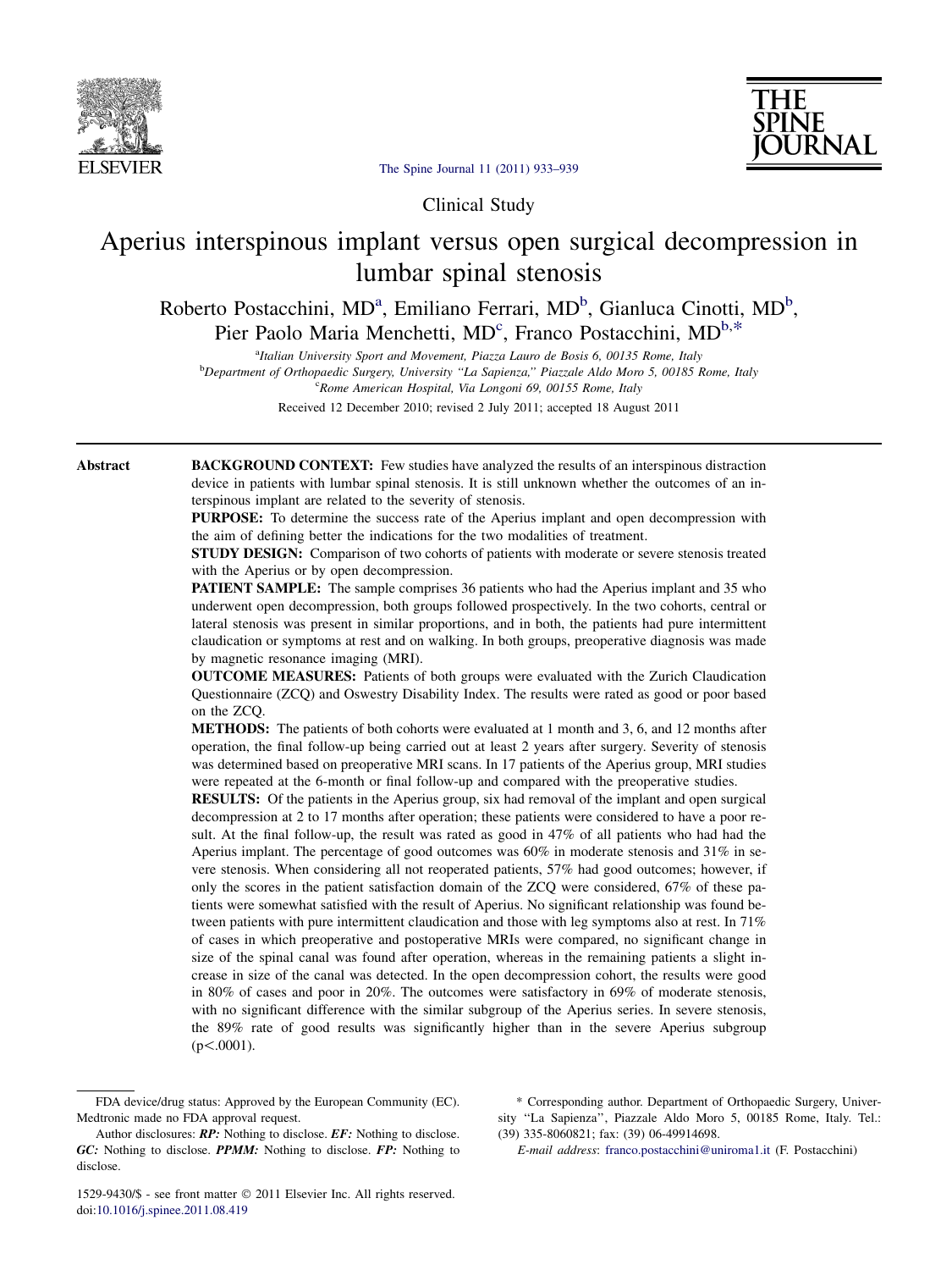Clinical Study

# Aperius interspinous implant versus open surgical decompression in lumbar spinal stenosis

Roberto Postacchini, MD[a], Emiliano Ferrari, MD[b], Gianluca Cinotti, MD[b], Pier Paolo Maria Menchetti, MD[c], Franco Postacchini, MD[b,*]

[a]Italian University Sport and Movement, Piazza Lauro de Bosis 6, 00135 Rome, Italy
[b]Department of Orthopaedic Surgery, University "La Sapienza," Piazzale Aldo Moro 5, 00185 Rome, Italy
[c]Rome American Hospital, Via Longoni 69, 00155 Rome, Italy

Received 12 December 2010; revised 2 July 2011; accepted 18 August 2011

## Abstract

**BACKGROUND CONTEXT:** Few studies have analyzed the results of an interspinous distraction device in patients with lumbar spinal stenosis. It is still unknown whether the outcomes of an interspinous implant are related to the severity of stenosis.

**PURPOSE:** To determine the success rate of the Aperius implant and open decompression with the aim of defining better the indications for the two modalities of treatment.

**STUDY DESIGN:** Comparison of two cohorts of patients with moderate or severe stenosis treated with the Aperius or by open decompression.

**PATIENT SAMPLE:** The sample comprises 36 patients who had the Aperius implant and 35 who underwent open decompression, both groups followed prospectively. In the two cohorts, central or lateral stenosis was present in similar proportions, and in both, the patients had pure intermittent claudication or symptoms at rest and on walking. In both groups, preoperative diagnosis was made by magnetic resonance imaging (MRI).

**OUTCOME MEASURES:** Patients of both groups were evaluated with the Zurich Claudication Questionnaire (ZCQ) and Oswestry Disability Index. The results were rated as good or poor based on the ZCQ.

**METHODS:** The patients of both cohorts were evaluated at 1 month and 3, 6, and 12 months after operation, the final follow-up being carried out at least 2 years after surgery. Severity of stenosis was determined based on preoperative MRI scans. In 17 patients of the Aperius group, MRI studies were repeated at the 6-month or final follow-up and compared with the preoperative studies.

**RESULTS:** Of the patients in the Aperius group, six had removal of the implant and open surgical decompression at 2 to 17 months after operation; these patients were considered to have a poor result. At the final follow-up, the result was rated as good in 47% of all patients who had had the Aperius implant. The percentage of good outcomes was 60% in moderate stenosis and 31% in severe stenosis. When considering all not reoperated patients, 57% had good outcomes; however, if only the scores in the patient satisfaction domain of the ZCQ were considered, 67% of these patients were somewhat satisfied with the result of Aperius. No significant relationship was found between patients with pure intermittent claudication and those with leg symptoms also at rest. In 71% of cases in which preoperative and postoperative MRIs were compared, no significant change in size of the spinal canal was found after operation, whereas in the remaining patients a slight increase in size of the canal was detected. In the open decompression cohort, the results were good in 80% of cases and poor in 20%. The outcomes were satisfactory in 69% of moderate stenosis, with no significant difference with the similar subgroup of the Aperius series. In severe stenosis, the 89% rate of good results was significantly higher than in the severe Aperius subgroup ($p<.0001$).

---

FDA device/drug status: Approved by the European Community (EC). Medtronic made no FDA approval request.

Author disclosures: ***RP:*** Nothing to disclose. ***EF:*** Nothing to disclose. ***GC:*** Nothing to disclose. ***PPMM:*** Nothing to disclose. ***FP:*** Nothing to disclose.

\* Corresponding author. Department of Orthopaedic Surgery, University "La Sapienza", Piazzale Aldo Moro 5, 00185 Rome, Italy. Tel.: (39) 335-8060821; fax: (39) 06-49914698.

*E-mail address*: franco.postacchini@uniroma1.it (F. Postacchini)

1529-9430/$ - see front matter © 2011 Elsevier Inc. All rights reserved.
doi:10.1016/j.spinee.2011.08.419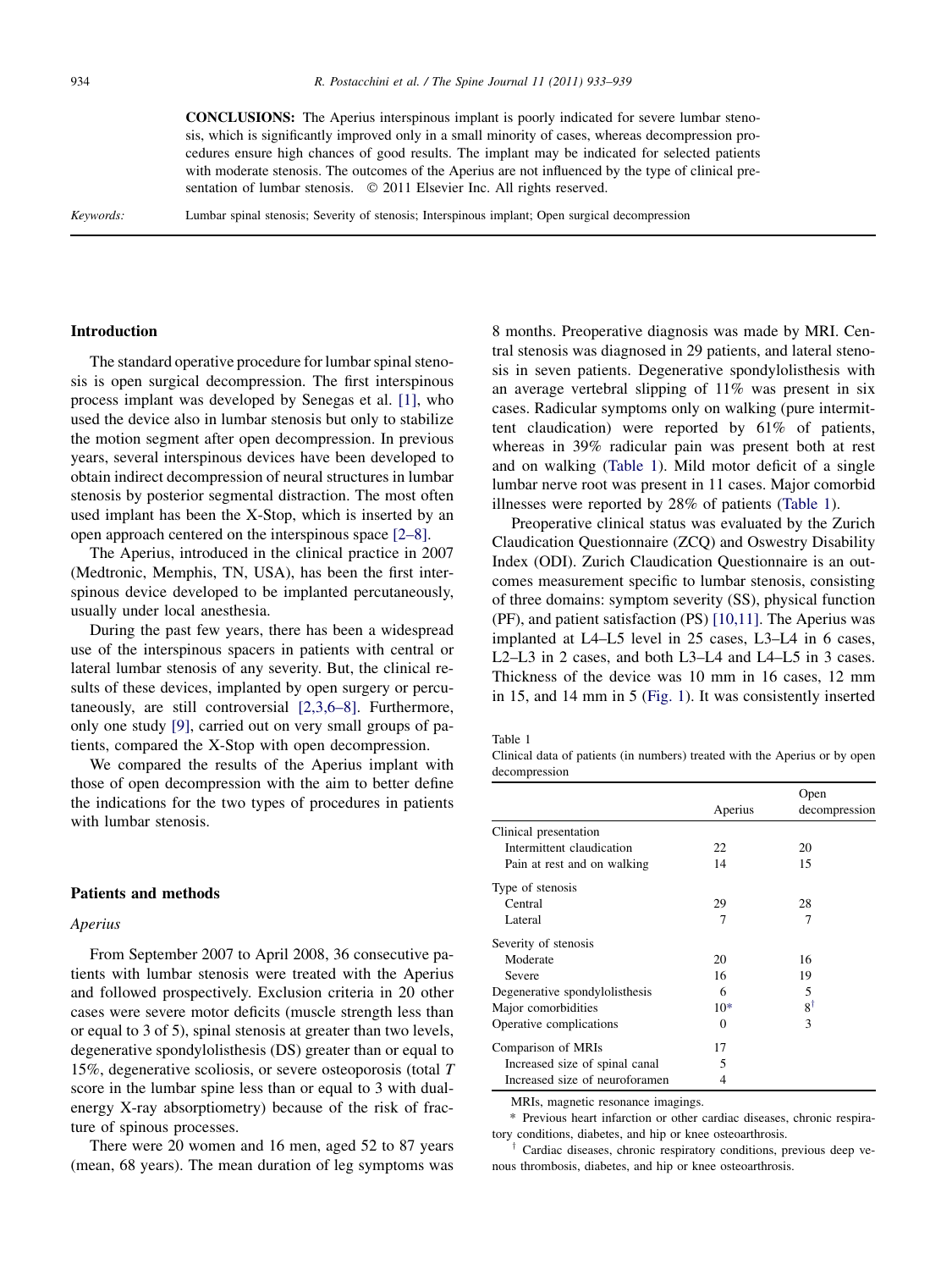**CONCLUSIONS:** The Aperius interspinous implant is poorly indicated for severe lumbar stenosis, which is significantly improved only in a small minority of cases, whereas decompression procedures ensure high chances of good results. The implant may be indicated for selected patients with moderate stenosis. The outcomes of the Aperius are not influenced by the type of clinical presentation of lumbar stenosis. © 2011 Elsevier Inc. All rights reserved.

*Keywords:* Lumbar spinal stenosis; Severity of stenosis; Interspinous implant; Open surgical decompression

## Introduction

The standard operative procedure for lumbar spinal stenosis is open surgical decompression. The first interspinous process implant was developed by Senegas et al. [1], who used the device also in lumbar stenosis but only to stabilize the motion segment after open decompression. In previous years, several interspinous devices have been developed to obtain indirect decompression of neural structures in lumbar stenosis by posterior segmental distraction. The most often used implant has been the X-Stop, which is inserted by an open approach centered on the interspinous space [2–8].

The Aperius, introduced in the clinical practice in 2007 (Medtronic, Memphis, TN, USA), has been the first interspinous device developed to be implanted percutaneously, usually under local anesthesia.

During the past few years, there has been a widespread use of the interspinous spacers in patients with central or lateral lumbar stenosis of any severity. But, the clinical results of these devices, implanted by open surgery or percutaneously, are still controversial [2,3,6–8]. Furthermore, only one study [9], carried out on very small groups of patients, compared the X-Stop with open decompression.

We compared the results of the Aperius implant with those of open decompression with the aim to better define the indications for the two types of procedures in patients with lumbar stenosis.

## Patients and methods

### Aperius

From September 2007 to April 2008, 36 consecutive patients with lumbar stenosis were treated with the Aperius and followed prospectively. Exclusion criteria in 20 other cases were severe motor deficits (muscle strength less than or equal to 3 of 5), spinal stenosis at greater than two levels, degenerative spondylolisthesis (DS) greater than or equal to 15%, degenerative scoliosis, or severe osteoporosis (total *T* score in the lumbar spine less than or equal to 3 with dual-energy X-ray absorptiometry) because of the risk of fracture of spinous processes.

There were 20 women and 16 men, aged 52 to 87 years (mean, 68 years). The mean duration of leg symptoms was 8 months. Preoperative diagnosis was made by MRI. Central stenosis was diagnosed in 29 patients, and lateral stenosis in seven patients. Degenerative spondylolisthesis with an average vertebral slipping of 11% was present in six cases. Radicular symptoms only on walking (pure intermittent claudication) were reported by 61% of patients, whereas in 39% radicular pain was present both at rest and on walking (Table 1). Mild motor deficit of a single lumbar nerve root was present in 11 cases. Major comorbid illnesses were reported by 28% of patients (Table 1).

Preoperative clinical status was evaluated by the Zurich Claudication Questionnaire (ZCQ) and Oswestry Disability Index (ODI). Zurich Claudication Questionnaire is an outcomes measurement specific to lumbar stenosis, consisting of three domains: symptom severity (SS), physical function (PF), and patient satisfaction (PS) [10,11]. The Aperius was implanted at L4–L5 level in 25 cases, L3–L4 in 6 cases, L2–L3 in 2 cases, and both L3–L4 and L4–L5 in 3 cases. Thickness of the device was 10 mm in 16 cases, 12 mm in 15, and 14 mm in 5 (Fig. 1). It was consistently inserted

Table 1
Clinical data of patients (in numbers) treated with the Aperius or by open decompression

| | Aperius | Open decompression |
|---|---|---|
| Clinical presentation | | |
| Intermittent claudication | 22 | 20 |
| Pain at rest and on walking | 14 | 15 |
| Type of stenosis | | |
| Central | 29 | 28 |
| Lateral | 7 | 7 |
| Severity of stenosis | | |
| Moderate | 20 | 16 |
| Severe | 16 | 19 |
| Degenerative spondylolisthesis | 6 | 5 |
| Major comorbidities | 10* | 8† |
| Operative complications | 0 | 3 |
| Comparison of MRIs | 17 | |
| Increased size of spinal canal | 5 | |
| Increased size of neuroforamen | 4 | |

MRIs, magnetic resonance imagings.

\* Previous heart infarction or other cardiac diseases, chronic respiratory conditions, diabetes, and hip or knee osteoarthrosis.

† Cardiac diseases, chronic respiratory conditions, previous deep venous thrombosis, diabetes, and hip or knee osteoarthrosis.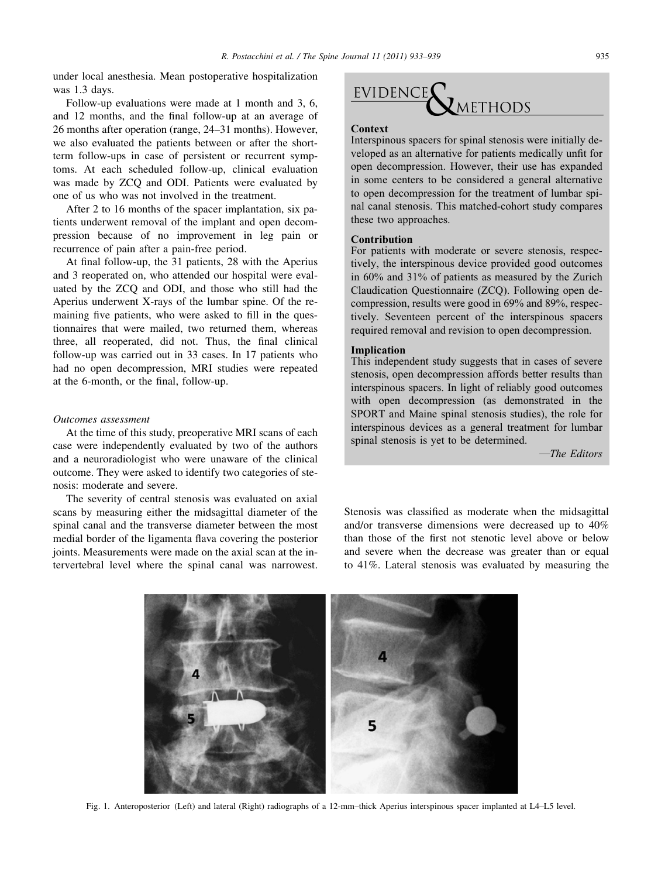under local anesthesia. Mean postoperative hospitalization was 1.3 days.

Follow-up evaluations were made at 1 month and 3, 6, and 12 months, and the final follow-up at an average of 26 months after operation (range, 24–31 months). However, we also evaluated the patients between or after the short-term follow-ups in case of persistent or recurrent symptoms. At each scheduled follow-up, clinical evaluation was made by ZCQ and ODI. Patients were evaluated by one of us who was not involved in the treatment.

After 2 to 16 months of the spacer implantation, six patients underwent removal of the implant and open decompression because of no improvement in leg pain or recurrence of pain after a pain-free period.

At final follow-up, the 31 patients, 28 with the Aperius and 3 reoperated on, who attended our hospital were evaluated by the ZCQ and ODI, and those who still had the Aperius underwent X-rays of the lumbar spine. Of the remaining five patients, who were asked to fill in the questionnaires that were mailed, two returned them, whereas three, all reoperated, did not. Thus, the final clinical follow-up was carried out in 33 cases. In 17 patients who had no open decompression, MRI studies were repeated at the 6-month, or the final, follow-up.

*Outcomes assessment*

At the time of this study, preoperative MRI scans of each case were independently evaluated by two of the authors and a neuroradiologist who were unaware of the clinical outcome. They were asked to identify two categories of stenosis: moderate and severe.

The severity of central stenosis was evaluated on axial scans by measuring either the midsagittal diameter of the spinal canal and the transverse diameter between the most medial border of the ligamenta flava covering the posterior joints. Measurements were made on the axial scan at the intervertebral level where the spinal canal was narrowest. Stenosis was classified as moderate when the midsagittal and/or transverse dimensions were decreased up to 40% than those of the first not stenotic level above or below and severe when the decrease was greater than or equal to 41%. Lateral stenosis was evaluated by measuring the

## EVIDENCE & METHODS

**Context**

Interspinous spacers for spinal stenosis were initially developed as an alternative for patients medically unfit for open decompression. However, their use has expanded in some centers to be considered a general alternative to open decompression for the treatment of lumbar spinal canal stenosis. This matched-cohort study compares these two approaches.

**Contribution**

For patients with moderate or severe stenosis, respectively, the interspinous device provided good outcomes in 60% and 31% of patients as measured by the Zurich Claudication Questionnaire (ZCQ). Following open decompression, results were good in 69% and 89%, respectively. Seventeen percent of the interspinous spacers required removal and revision to open decompression.

**Implication**

This independent study suggests that in cases of severe stenosis, open decompression affords better results than interspinous spacers. In light of reliably good outcomes with open decompression (as demonstrated in the SPORT and Maine spinal stenosis studies), the role for interspinous devices as a general treatment for lumbar spinal stenosis is yet to be determined.

—*The Editors*

Fig. 1. Anteroposterior (Left) and lateral (Right) radiographs of a 12-mm–thick Aperius interspinous spacer implanted at L4–L5 level.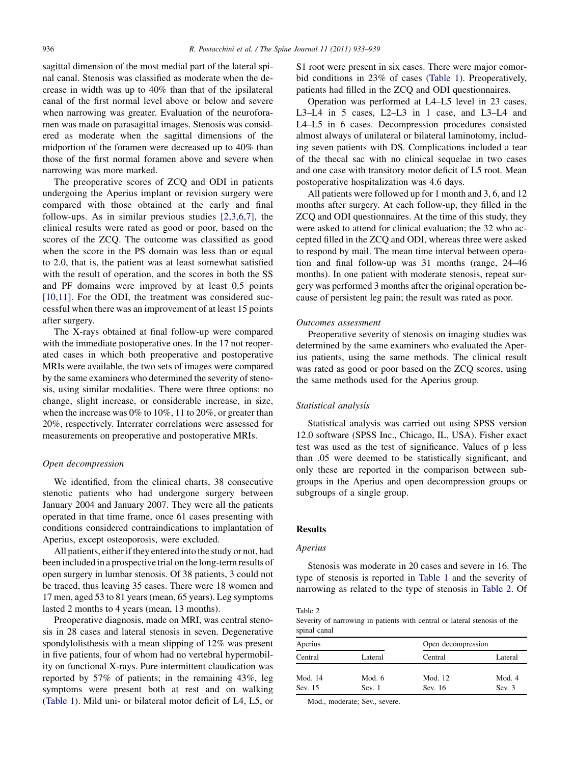sagittal dimension of the most medial part of the lateral spinal canal. Stenosis was classified as moderate when the decrease in width was up to 40% than that of the ipsilateral canal of the first normal level above or below and severe when narrowing was greater. Evaluation of the neuroforamen was made on parasagittal images. Stenosis was considered as moderate when the sagittal dimensions of the midportion of the foramen were decreased up to 40% than those of the first normal foramen above and severe when narrowing was more marked.

The preoperative scores of ZCQ and ODI in patients undergoing the Aperius implant or revision surgery were compared with those obtained at the early and final follow-ups. As in similar previous studies [2,3,6,7], the clinical results were rated as good or poor, based on the scores of the ZCQ. The outcome was classified as good when the score in the PS domain was less than or equal to 2.0, that is, the patient was at least somewhat satisfied with the result of operation, and the scores in both the SS and PF domains were improved by at least 0.5 points [10,11]. For the ODI, the treatment was considered successful when there was an improvement of at least 15 points after surgery.

The X-rays obtained at final follow-up were compared with the immediate postoperative ones. In the 17 not reoperated cases in which both preoperative and postoperative MRIs were available, the two sets of images were compared by the same examiners who determined the severity of stenosis, using similar modalities. There were three options: no change, slight increase, or considerable increase, in size, when the increase was 0% to 10%, 11 to 20%, or greater than 20%, respectively. Interrater correlations were assessed for measurements on preoperative and postoperative MRIs.

### *Open decompression*

We identified, from the clinical charts, 38 consecutive stenotic patients who had undergone surgery between January 2004 and January 2007. They were all the patients operated in that time frame, once 61 cases presenting with conditions considered contraindications to implantation of Aperius, except osteoporosis, were excluded.

All patients, either if they entered into the study or not, had been included in a prospective trial on the long-term results of open surgery in lumbar stenosis. Of 38 patients, 3 could not be traced, thus leaving 35 cases. There were 18 women and 17 men, aged 53 to 81 years (mean, 65 years). Leg symptoms lasted 2 months to 4 years (mean, 13 months).

Preoperative diagnosis, made on MRI, was central stenosis in 28 cases and lateral stenosis in seven. Degenerative spondylolisthesis with a mean slipping of 12% was present in five patients, four of whom had no vertebral hypermobility on functional X-rays. Pure intermittent claudication was reported by 57% of patients; in the remaining 43%, leg symptoms were present both at rest and on walking (Table 1). Mild uni- or bilateral motor deficit of L4, L5, or S1 root were present in six cases. There were major comorbid conditions in 23% of cases (Table 1). Preoperatively, patients had filled in the ZCQ and ODI questionnaires.

Operation was performed at L4–L5 level in 23 cases, L3–L4 in 5 cases, L2–L3 in 1 case, and L3–L4 and L4–L5 in 6 cases. Decompression procedures consisted almost always of unilateral or bilateral laminotomy, including seven patients with DS. Complications included a tear of the thecal sac with no clinical sequelae in two cases and one case with transitory motor deficit of L5 root. Mean postoperative hospitalization was 4.6 days.

All patients were followed up for 1 month and 3, 6, and 12 months after surgery. At each follow-up, they filled in the ZCQ and ODI questionnaires. At the time of this study, they were asked to attend for clinical evaluation; the 32 who accepted filled in the ZCQ and ODI, whereas three were asked to respond by mail. The mean time interval between operation and final follow-up was 31 months (range, 24–46 months). In one patient with moderate stenosis, repeat surgery was performed 3 months after the original operation because of persistent leg pain; the result was rated as poor.

### *Outcomes assessment*

Preoperative severity of stenosis on imaging studies was determined by the same examiners who evaluated the Aperius patients, using the same methods. The clinical result was rated as good or poor based on the ZCQ scores, using the same methods used for the Aperius group.

### *Statistical analysis*

Statistical analysis was carried out using SPSS version 12.0 software (SPSS Inc., Chicago, IL, USA). Fisher exact test was used as the test of significance. Values of p less than .05 were deemed to be statistically significant, and only these are reported in the comparison between subgroups in the Aperius and open decompression groups or subgroups of a single group.

## Results

### *Aperius*

Stenosis was moderate in 20 cases and severe in 16. The type of stenosis is reported in Table 1 and the severity of narrowing as related to the type of stenosis in Table 2. Of

Table 2
Severity of narrowing in patients with central or lateral stenosis of the spinal canal

| Aperius | | Open decompression | |
|---|---|---|---|
| Central | Lateral | Central | Lateral |
| Mod. 14 | Mod. 6 | Mod. 12 | Mod. 4 |
| Sev. 15 | Sev. 1 | Sev. 16 | Sev. 3 |

Mod., moderate; Sev., severe.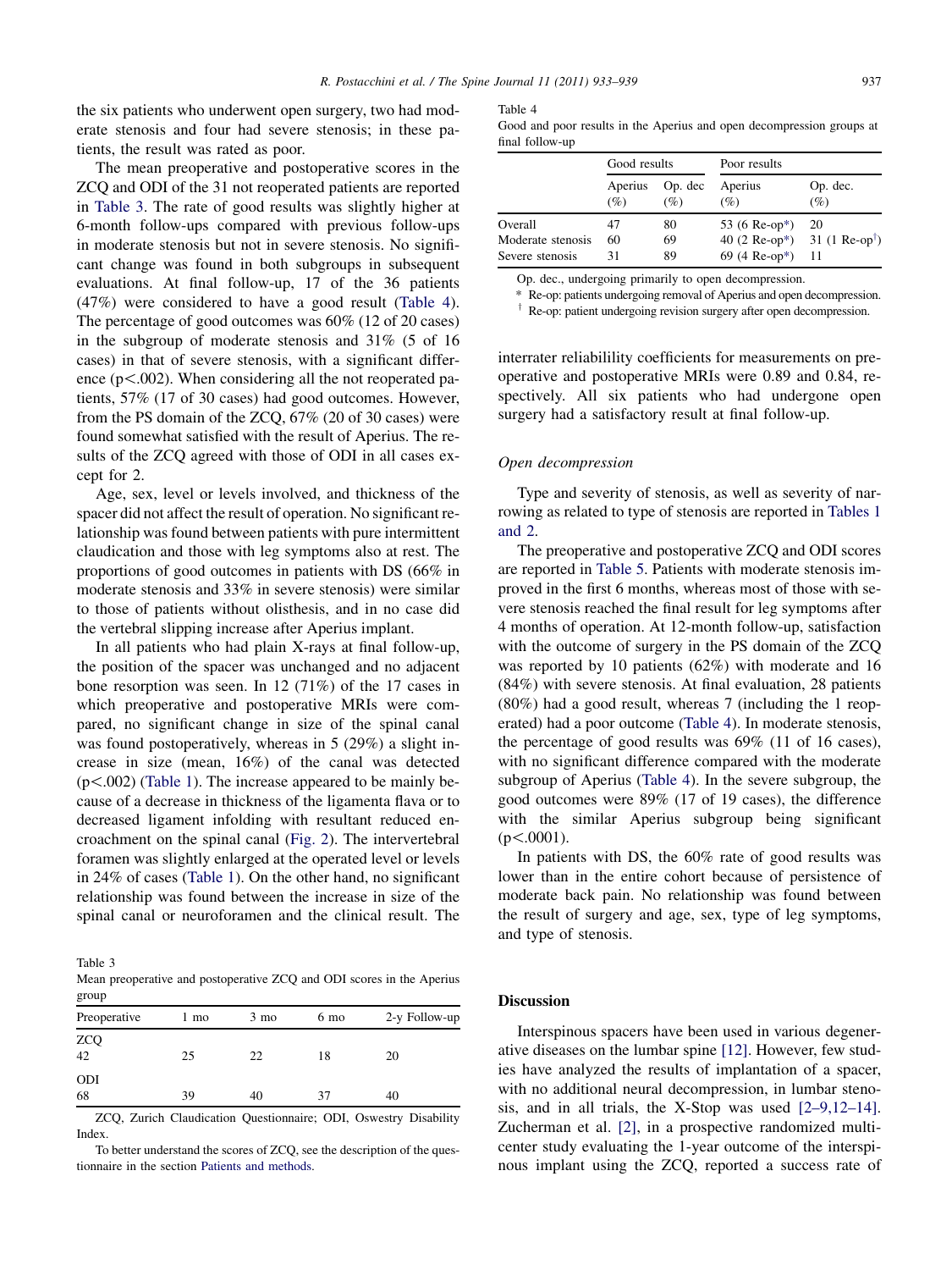the six patients who underwent open surgery, two had moderate stenosis and four had severe stenosis; in these patients, the result was rated as poor.

The mean preoperative and postoperative scores in the ZCQ and ODI of the 31 not reoperated patients are reported in Table 3. The rate of good results was slightly higher at 6-month follow-ups compared with previous follow-ups in moderate stenosis but not in severe stenosis. No significant change was found in both subgroups in subsequent evaluations. At final follow-up, 17 of the 36 patients (47%) were considered to have a good result (Table 4). The percentage of good outcomes was 60% (12 of 20 cases) in the subgroup of moderate stenosis and 31% (5 of 16 cases) in that of severe stenosis, with a significant difference ($p < .002$). When considering all the not reoperated patients, 57% (17 of 30 cases) had good outcomes. However, from the PS domain of the ZCQ, 67% (20 of 30 cases) were found somewhat satisfied with the result of Aperius. The results of the ZCQ agreed with those of ODI in all cases except for 2.

Age, sex, level or levels involved, and thickness of the spacer did not affect the result of operation. No significant relationship was found between patients with pure intermittent claudication and those with leg symptoms also at rest. The proportions of good outcomes in patients with DS (66% in moderate stenosis and 33% in severe stenosis) were similar to those of patients without olisthesis, and in no case did the vertebral slipping increase after Aperius implant.

In all patients who had plain X-rays at final follow-up, the position of the spacer was unchanged and no adjacent bone resorption was seen. In 12 (71%) of the 17 cases in which preoperative and postoperative MRIs were compared, no significant change in size of the spinal canal was found postoperatively, whereas in 5 (29%) a slight increase in size (mean, 16%) of the canal was detected ($p < .002$) (Table 1). The increase appeared to be mainly because of a decrease in thickness of the ligamenta flava or to decreased ligament infolding with resultant reduced encroachment on the spinal canal (Fig. 2). The intervertebral foramen was slightly enlarged at the operated level or levels in 24% of cases (Table 1). On the other hand, no significant relationship was found between the increase in size of the spinal canal or neuroforamen and the clinical result. The interrater reliability coefficients for measurements on preoperative and postoperative MRIs were 0.89 and 0.84, respectively. All six patients who had undergone open surgery had a satisfactory result at final follow-up.

Table 3
Mean preoperative and postoperative ZCQ and ODI scores in the Aperius group

| Preoperative | 1 mo | 3 mo | 6 mo | 2-y Follow-up |
|---|---|---|---|---|
| ZCQ | | | | |
| 42 | 25 | 22 | 18 | 20 |
| ODI | | | | |
| 68 | 39 | 40 | 37 | 40 |

ZCQ, Zurich Claudication Questionnaire; ODI, Oswestry Disability Index.

To better understand the scores of ZCQ, see the description of the questionnaire in the section Patients and methods.

Table 4
Good and poor results in the Aperius and open decompression groups at final follow-up

| | Good results | | Poor results | |
|---|---|---|---|---|
| | Aperius (%) | Op. dec (%) | Aperius (%) | Op. dec. (%) |
| Overall | 47 | 80 | 53 (6 Re-op*) | 20 |
| Moderate stenosis | 60 | 69 | 40 (2 Re-op*) | 31 (1 Re-op†) |
| Severe stenosis | 31 | 89 | 69 (4 Re-op*) | 11 |

Op. dec., undergoing primarily to open decompression.

\* Re-op: patients undergoing removal of Aperius and open decompression.

† Re-op: patient undergoing revision surgery after open decompression.

### *Open decompression*

Type and severity of stenosis, as well as severity of narrowing as related to type of stenosis are reported in Tables 1 and 2.

The preoperative and postoperative ZCQ and ODI scores are reported in Table 5. Patients with moderate stenosis improved in the first 6 months, whereas most of those with severe stenosis reached the final result for leg symptoms after 4 months of operation. At 12-month follow-up, satisfaction with the outcome of surgery in the PS domain of the ZCQ was reported by 10 patients (62%) with moderate and 16 (84%) with severe stenosis. At final evaluation, 28 patients (80%) had a good result, whereas 7 (including the 1 reoperated) had a poor outcome (Table 4). In moderate stenosis, the percentage of good results was 69% (11 of 16 cases), with no significant difference compared with the moderate subgroup of Aperius (Table 4). In the severe subgroup, the good outcomes were 89% (17 of 19 cases), the difference with the similar Aperius subgroup being significant ($p < .0001$).

In patients with DS, the 60% rate of good results was lower than in the entire cohort because of persistence of moderate back pain. No relationship was found between the result of surgery and age, sex, type of leg symptoms, and type of stenosis.

## Discussion

Interspinous spacers have been used in various degenerative diseases on the lumbar spine [12]. However, few studies have analyzed the results of implantation of a spacer, with no additional neural decompression, in lumbar stenosis, and in all trials, the X-Stop was used [2–9,12–14]. Zucherman et al. [2], in a prospective randomized multicenter study evaluating the 1-year outcome of the interspinous implant using the ZCQ, reported a success rate of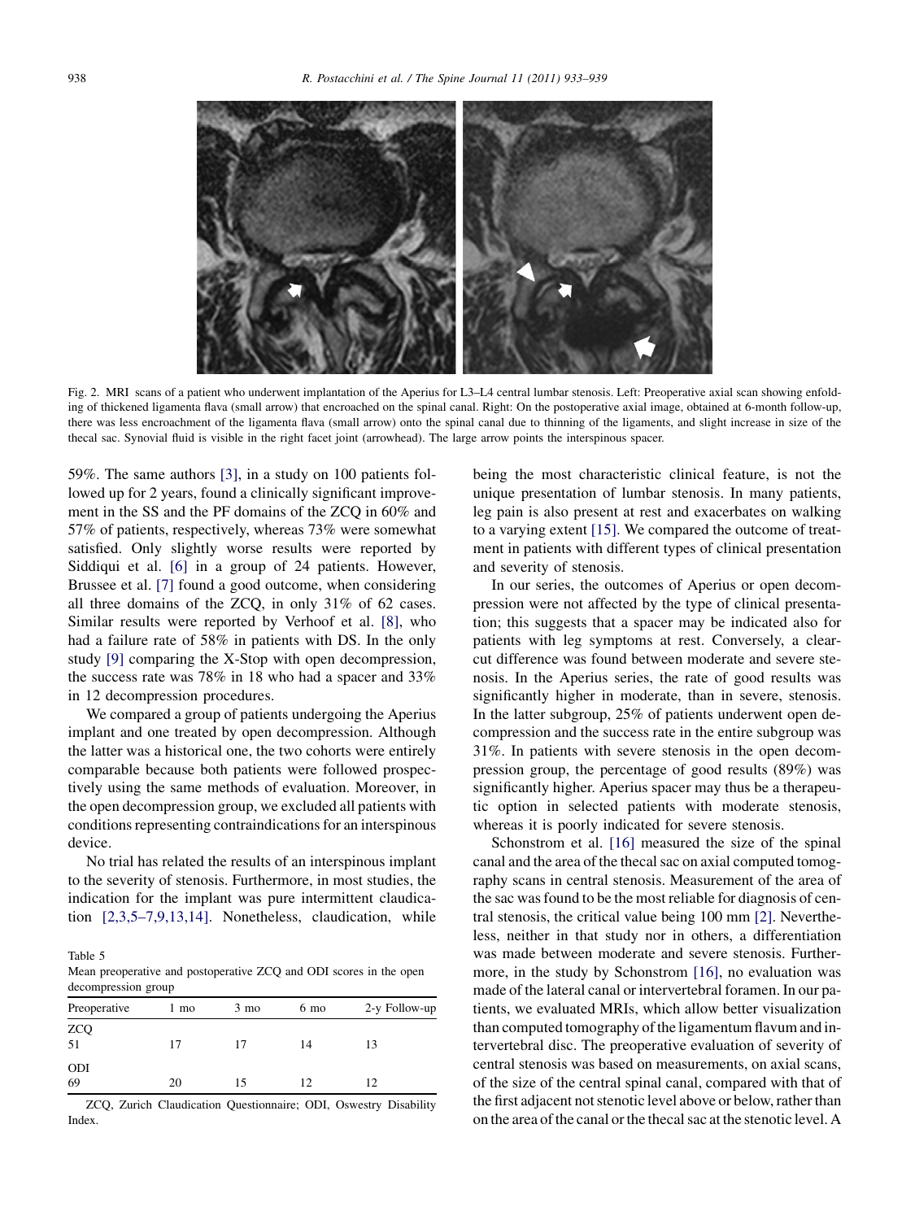Fig. 2. MRI scans of a patient who underwent implantation of the Aperius for L3–L4 central lumbar stenosis. Left: Preoperative axial scan showing enfolding of thickened ligamenta flava (small arrow) that encroached on the spinal canal. Right: On the postoperative axial image, obtained at 6-month follow-up, there was less encroachment of the ligamenta flava (small arrow) onto the spinal canal due to thinning of the ligaments, and slight increase in size of the thecal sac. Synovial fluid is visible in the right facet joint (arrowhead). The large arrow points the interspinous spacer.

59%. The same authors [3], in a study on 100 patients followed up for 2 years, found a clinically significant improvement in the SS and the PF domains of the ZCQ in 60% and 57% of patients, respectively, whereas 73% were somewhat satisfied. Only slightly worse results were reported by Siddiqui et al. [6] in a group of 24 patients. However, Brussee et al. [7] found a good outcome, when considering all three domains of the ZCQ, in only 31% of 62 cases. Similar results were reported by Verhoof et al. [8], who had a failure rate of 58% in patients with DS. In the only study [9] comparing the X-Stop with open decompression, the success rate was 78% in 18 who had a spacer and 33% in 12 decompression procedures.

We compared a group of patients undergoing the Aperius implant and one treated by open decompression. Although the latter was a historical one, the two cohorts were entirely comparable because both patients were followed prospectively using the same methods of evaluation. Moreover, in the open decompression group, we excluded all patients with conditions representing contraindications for an interspinous device.

No trial has related the results of an interspinous implant to the severity of stenosis. Furthermore, in most studies, the indication for the implant was pure intermittent claudication [2,3,5–7,9,13,14]. Nonetheless, claudication, while being the most characteristic clinical feature, is not the unique presentation of lumbar stenosis. In many patients, leg pain is also present at rest and exacerbates on walking to a varying extent [15]. We compared the outcome of treatment in patients with different types of clinical presentation and severity of stenosis.

In our series, the outcomes of Aperius or open decompression were not affected by the type of clinical presentation; this suggests that a spacer may be indicated also for patients with leg symptoms at rest. Conversely, a clear-cut difference was found between moderate and severe stenosis. In the Aperius series, the rate of good results was significantly higher in moderate, than in severe, stenosis. In the latter subgroup, 25% of patients underwent open decompression and the success rate in the entire subgroup was 31%. In patients with severe stenosis in the open decompression group, the percentage of good results (89%) was significantly higher. Aperius spacer may thus be a therapeutic option in selected patients with moderate stenosis, whereas it is poorly indicated for severe stenosis.

Schonstrom et al. [16] measured the size of the spinal canal and the area of the thecal sac on axial computed tomography scans in central stenosis. Measurement of the area of the sac was found to be the most reliable for diagnosis of central stenosis, the critical value being 100 mm [2]. Nevertheless, neither in that study nor in others, a differentiation was made between moderate and severe stenosis. Furthermore, in the study by Schonstrom [16], no evaluation was made of the lateral canal or intervertebral foramen. In our patients, we evaluated MRIs, which allow better visualization than computed tomography of the ligamentum flavum and intervertebral disc. The preoperative evaluation of severity of central stenosis was based on measurements, on axial scans, of the size of the central spinal canal, compared with that of the first adjacent not stenotic level above or below, rather than on the area of the canal or the thecal sac at the stenotic level. A

Table 5
Mean preoperative and postoperative ZCQ and ODI scores in the open decompression group

| Preoperative | 1 mo | 3 mo | 6 mo | 2-y Follow-up |
|---|---|---|---|---|
| ZCQ | | | | |
| 51 | 17 | 17 | 14 | 13 |
| ODI | | | | |
| 69 | 20 | 15 | 12 | 12 |

ZCQ, Zurich Claudication Questionnaire; ODI, Oswestry Disability Index.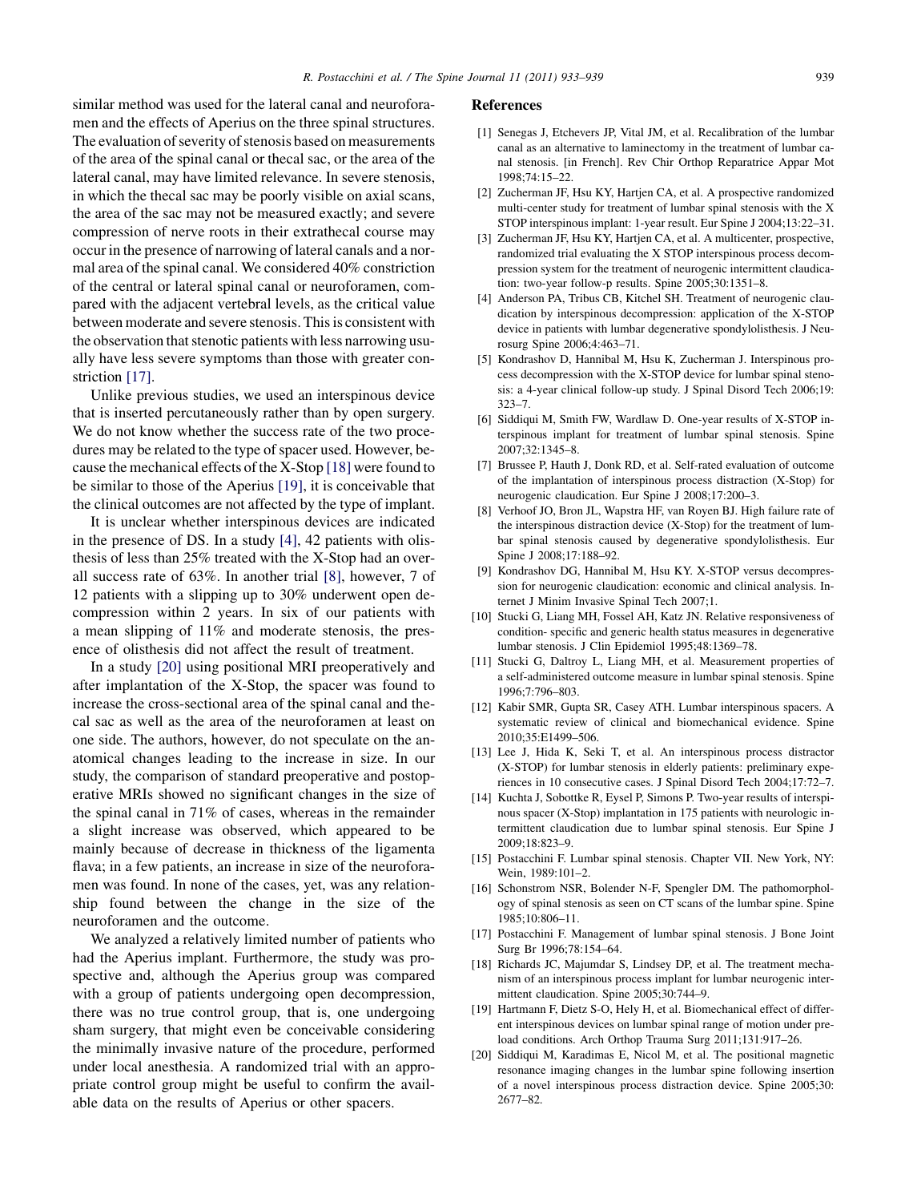similar method was used for the lateral canal and neuroforamen and the effects of Aperius on the three spinal structures. The evaluation of severity of stenosis based on measurements of the area of the spinal canal or thecal sac, or the area of the lateral canal, may have limited relevance. In severe stenosis, in which the thecal sac may be poorly visible on axial scans, the area of the sac may not be measured exactly; and severe compression of nerve roots in their extrathecal course may occur in the presence of narrowing of lateral canals and a normal area of the spinal canal. We considered 40% constriction of the central or lateral spinal canal or neuroforamen, compared with the adjacent vertebral levels, as the critical value between moderate and severe stenosis. This is consistent with the observation that stenotic patients with less narrowing usually have less severe symptoms than those with greater constriction [17].

Unlike previous studies, we used an interspinous device that is inserted percutaneously rather than by open surgery. We do not know whether the success rate of the two procedures may be related to the type of spacer used. However, because the mechanical effects of the X-Stop [18] were found to be similar to those of the Aperius [19], it is conceivable that the clinical outcomes are not affected by the type of implant.

It is unclear whether interspinous devices are indicated in the presence of DS. In a study [4], 42 patients with olisthesis of less than 25% treated with the X-Stop had an overall success rate of 63%. In another trial [8], however, 7 of 12 patients with a slipping up to 30% underwent open decompression within 2 years. In six of our patients with a mean slipping of 11% and moderate stenosis, the presence of olisthesis did not affect the result of treatment.

In a study [20] using positional MRI preoperatively and after implantation of the X-Stop, the spacer was found to increase the cross-sectional area of the spinal canal and thecal sac as well as the area of the neuroforamen at least on one side. The authors, however, do not speculate on the anatomical changes leading to the increase in size. In our study, the comparison of standard preoperative and postoperative MRIs showed no significant changes in the size of the spinal canal in 71% of cases, whereas in the remainder a slight increase was observed, which appeared to be mainly because of decrease in thickness of the ligamenta flava; in a few patients, an increase in size of the neuroforamen was found. In none of the cases, yet, was any relationship found between the change in the size of the neuroforamen and the outcome.

We analyzed a relatively limited number of patients who had the Aperius implant. Furthermore, the study was prospective and, although the Aperius group was compared with a group of patients undergoing open decompression, there was no true control group, that is, one undergoing sham surgery, that might even be conceivable considering the minimally invasive nature of the procedure, performed under local anesthesia. A randomized trial with an appropriate control group might be useful to confirm the available data on the results of Aperius or other spacers.

## References

[1] Senegas J, Etchevers JP, Vital JM, et al. Recalibration of the lumbar canal as an alternative to laminectomy in the treatment of lumbar canal stenosis. [in French]. Rev Chir Orthop Reparatrice Appar Mot 1998;74:15–22.

[2] Zucherman JF, Hsu KY, Hartjen CA, et al. A prospective randomized multi-center study for treatment of lumbar spinal stenosis with the X STOP interspinous implant: 1-year result. Eur Spine J 2004;13:22–31.

[3] Zucherman JF, Hsu KY, Hartjen CA, et al. A multicenter, prospective, randomized trial evaluating the X STOP interspinous process decompression system for the treatment of neurogenic intermittent claudication: two-year follow-p results. Spine 2005;30:1351–8.

[4] Anderson PA, Tribus CB, Kitchel SH. Treatment of neurogenic claudication by interspinous decompression: application of the X-STOP device in patients with lumbar degenerative spondylolisthesis. J Neurosurg Spine 2006;4:463–71.

[5] Kondrashov D, Hannibal M, Hsu K, Zucherman J. Interspinous process decompression with the X-STOP device for lumbar spinal stenosis: a 4-year clinical follow-up study. J Spinal Disord Tech 2006;19: 323–7.

[6] Siddiqui M, Smith FW, Wardlaw D. One-year results of X-STOP interspinous implant for treatment of lumbar spinal stenosis. Spine 2007;32:1345–8.

[7] Brussee P, Hauth J, Donk RD, et al. Self-rated evaluation of outcome of the implantation of interspinous process distraction (X-Stop) for neurogenic claudication. Eur Spine J 2008;17:200–3.

[8] Verhoof JO, Bron JL, Wapstra HF, van Royen BJ. High failure rate of the interspinous distraction device (X-Stop) for the treatment of lumbar spinal stenosis caused by degenerative spondylolisthesis. Eur Spine J 2008;17:188–92.

[9] Kondrashov DG, Hannibal M, Hsu KY. X-STOP versus decompression for neurogenic claudication: economic and clinical analysis. Internet J Minim Invasive Spinal Tech 2007;1.

[10] Stucki G, Liang MH, Fossel AH, Katz JN. Relative responsiveness of condition- specific and generic health status measures in degenerative lumbar stenosis. J Clin Epidemiol 1995;48:1369–78.

[11] Stucki G, Daltroy L, Liang MH, et al. Measurement properties of a self-administered outcome measure in lumbar spinal stenosis. Spine 1996;7:796–803.

[12] Kabir SMR, Gupta SR, Casey ATH. Lumbar interspinous spacers. A systematic review of clinical and biomechanical evidence. Spine 2010;35:E1499–506.

[13] Lee J, Hida K, Seki T, et al. An interspinous process distractor (X-STOP) for lumbar stenosis in elderly patients: preliminary experiences in 10 consecutive cases. J Spinal Disord Tech 2004;17:72–7.

[14] Kuchta J, Sobottke R, Eysel P, Simons P. Two-year results of interspinous spacer (X-Stop) implantation in 175 patients with neurologic intermittent claudication due to lumbar spinal stenosis. Eur Spine J 2009;18:823–9.

[15] Postacchini F. Lumbar spinal stenosis. Chapter VII. New York, NY: Wein, 1989:101–2.

[16] Schonstrom NSR, Bolender N-F, Spengler DM. The pathomorphology of spinal stenosis as seen on CT scans of the lumbar spine. Spine 1985;10:806–11.

[17] Postacchini F. Management of lumbar spinal stenosis. J Bone Joint Surg Br 1996;78:154–64.

[18] Richards JC, Majumdar S, Lindsey DP, et al. The treatment mechanism of an interspinous process implant for lumbar neurogenic intermittent claudication. Spine 2005;30:744–9.

[19] Hartmann F, Dietz S-O, Hely H, et al. Biomechanical effect of different interspinous devices on lumbar spinal range of motion under preload conditions. Arch Orthop Trauma Surg 2011;131:917–26.

[20] Siddiqui M, Karadimas E, Nicol M, et al. The positional magnetic resonance imaging changes in the lumbar spine following insertion of a novel interspinous process distraction device. Spine 2005;30: 2677–82.